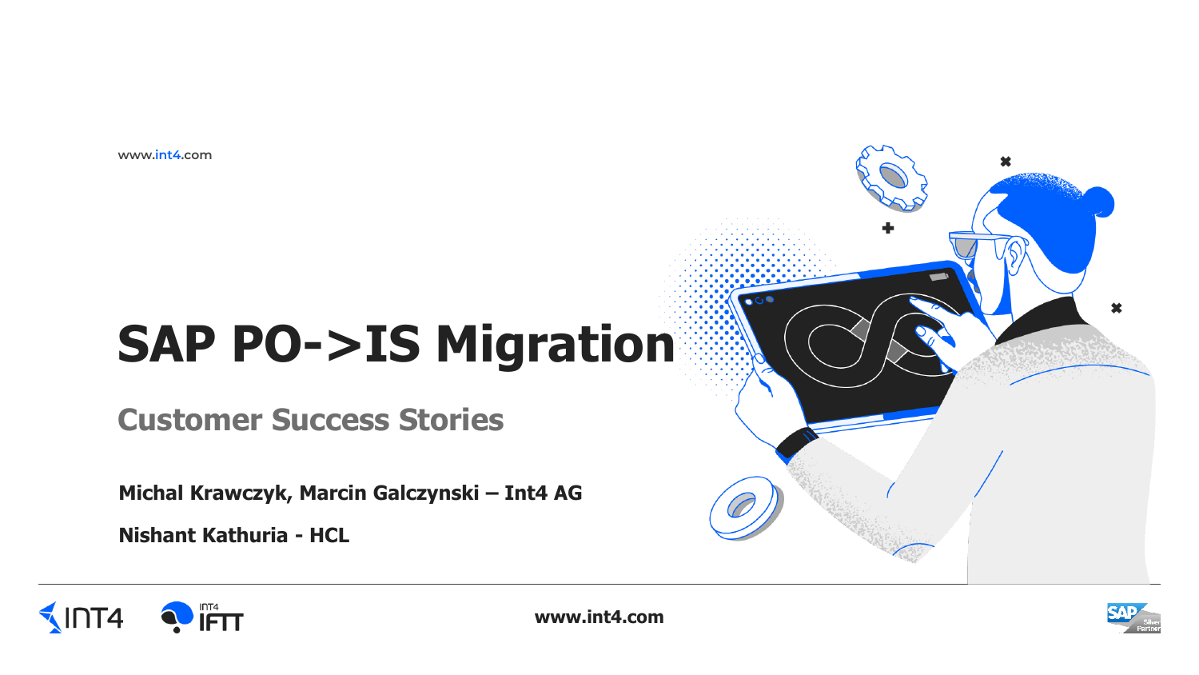www.int4.com

# SAP PO->IS Migration

## Customer Success Stories

**Michal Krawczyk, Marcin Galczynski – Int4 AG**

**Nishant Kathuria - HCL**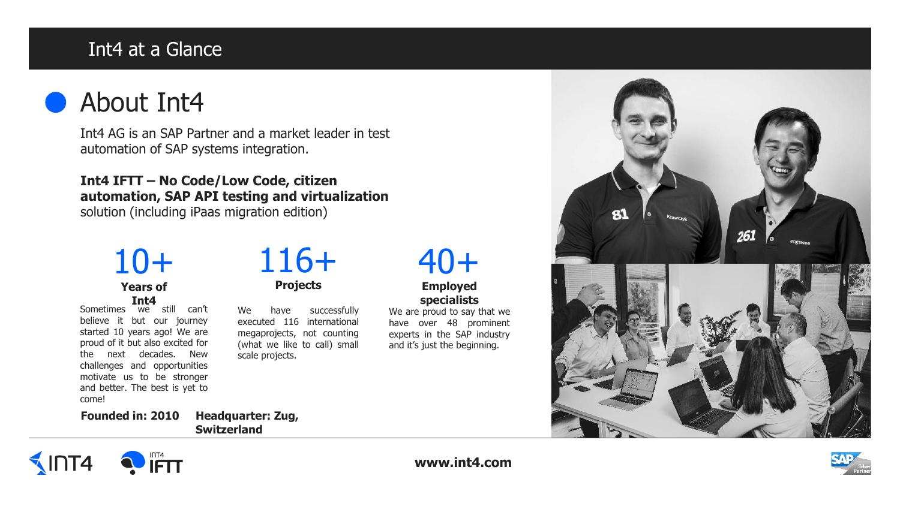# Int4 at a Glance

## About Int4

Int4 AG is an SAP Partner and a market leader in test automation of SAP systems integration.

**Int4 IFTT – No Code/Low Code, citizen automation, SAP API testing and virtualization** solution (including iPaas migration edition)

### 10+

**Years of Int4**

Sometimes we still can't believe it but our journey started 10 years ago! We are proud of it but also excited for the next decades. New challenges and opportunities motivate us to be stronger and better. The best is yet to come!

### 116+

**Projects**

We have successfully executed 116 international megaprojects, not counting (what we like to call) small scale projects.

### 40+

**Employed specialists**

We are proud to say that we have over 48 prominent experts in the SAP industry and it's just the beginning.

**Founded in: 2010**

**Headquarter: Zug, Switzerland**

**www.int4.com**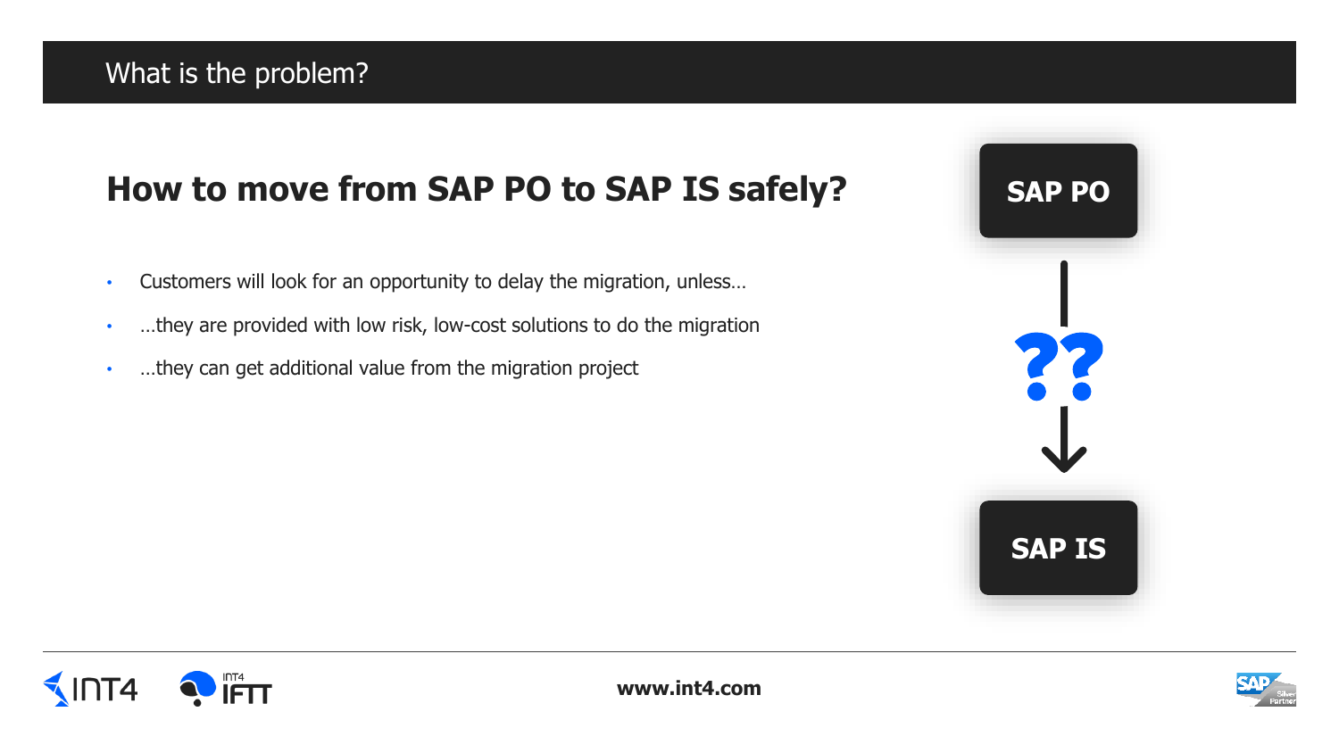# What is the problem?

## How to move from SAP PO to SAP IS safely?

- Customers will look for an opportunity to delay the migration, unless…
- …they are provided with low risk, low-cost solutions to do the migration
- …they can get additional value from the migration project

SAP PO

??

SAP IS

www.int4.com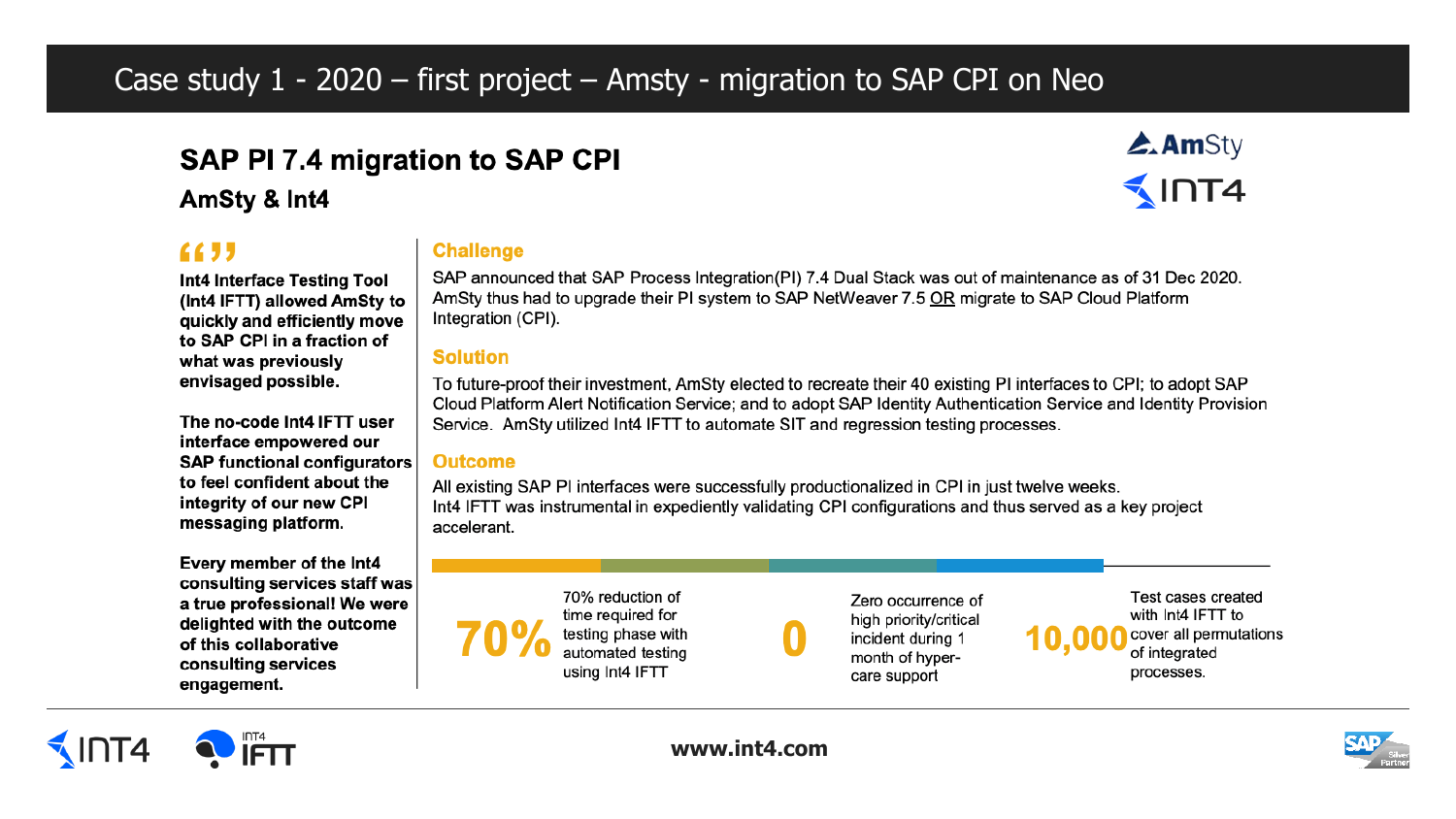# Case study 1 - 2020 – first project – Amsty - migration to SAP CPI on Neo

## SAP PI 7.4 migration to SAP CPI

### AmSty & Int4

“”

**Int4 Interface Testing Tool (Int4 IFTT) allowed AmSty to quickly and efficiently move to SAP CPI in a fraction of what was previously envisaged possible.**

**The no-code Int4 IFTT user interface empowered our SAP functional configurators to feel confident about the integrity of our new CPI messaging platform.**

**Every member of the Int4 consulting services staff was a true professional! We were delighted with the outcome of this collaborative consulting services engagement.**

### Challenge

SAP announced that SAP Process Integration(PI) 7.4 Dual Stack was out of maintenance as of 31 Dec 2020. AmSty thus had to upgrade their PI system to SAP NetWeaver 7.5 OR migrate to SAP Cloud Platform Integration (CPI).

### Solution

To future-proof their investment, AmSty elected to recreate their 40 existing PI interfaces to CPI; to adopt SAP Cloud Platform Alert Notification Service; and to adopt SAP Identity Authentication Service and Identity Provision Service. AmSty utilized Int4 IFTT to automate SIT and regression testing processes.

### Outcome

All existing SAP PI interfaces were successfully productionalized in CPI in just twelve weeks.
Int4 IFTT was instrumental in expediently validating CPI configurations and thus served as a key project accelerant.

**70%** — 70% reduction of time required for testing phase with automated testing using Int4 IFTT

**0** — Zero occurrence of high priority/critical incident during 1 month of hyper-care support

**10,000** — Test cases created with Int4 IFTT to cover all permutations of integrated processes.

www.int4.com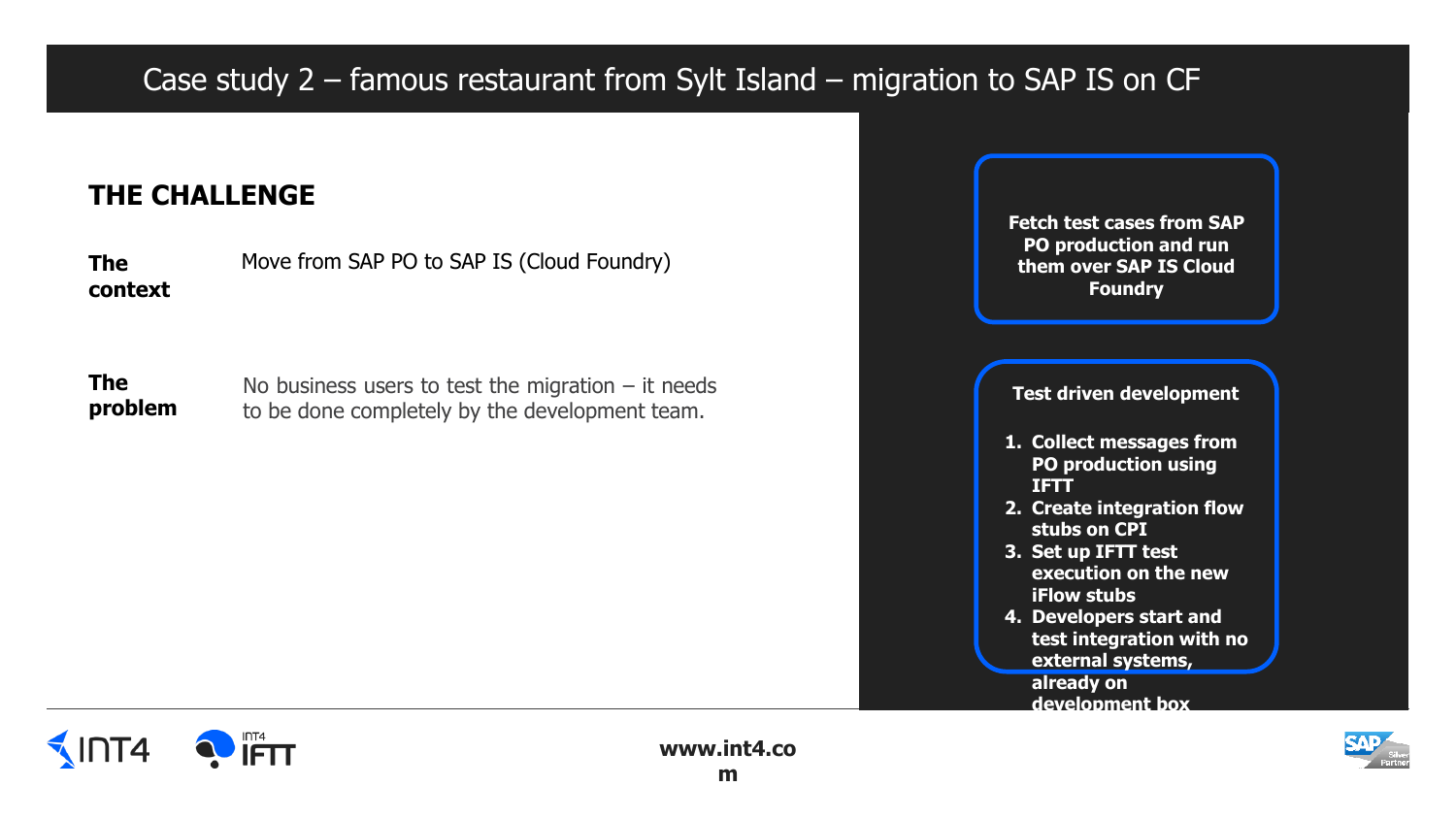# Case study 2 – famous restaurant from Sylt Island – migration to SAP IS on CF

## THE CHALLENGE

**The context**

Move from SAP PO to SAP IS (Cloud Foundry)

**The problem**

No business users to test the migration – it needs to be done completely by the development team.

**Fetch test cases from SAP PO production and run them over SAP IS Cloud Foundry**

**Test driven development**

1. **Collect messages from PO production using IFTT**
2. **Create integration flow stubs on CPI**
3. **Set up IFTT test execution on the new iFlow stubs**
4. **Developers start and test integration with no external systems, already on development box**

www.int4.com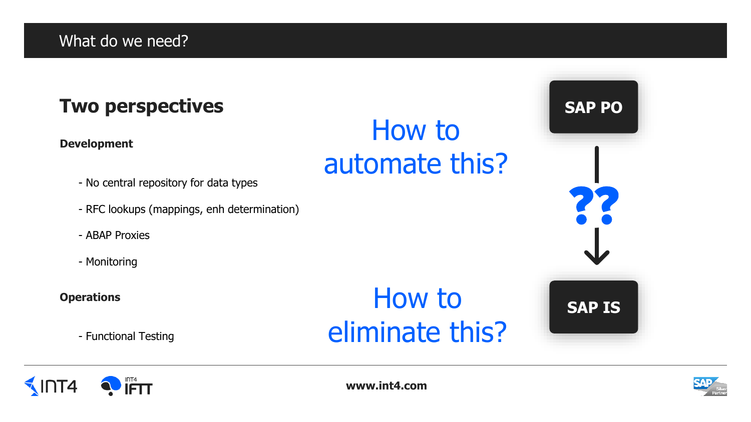# What do we need?

## Two perspectives

**Development**

- No central repository for data types
- RFC lookups (mappings, enh determination)
- ABAP Proxies
- Monitoring

**Operations**

- Functional Testing

How to automate this?

How to eliminate this?

SAP PO

??

SAP IS

www.int4.com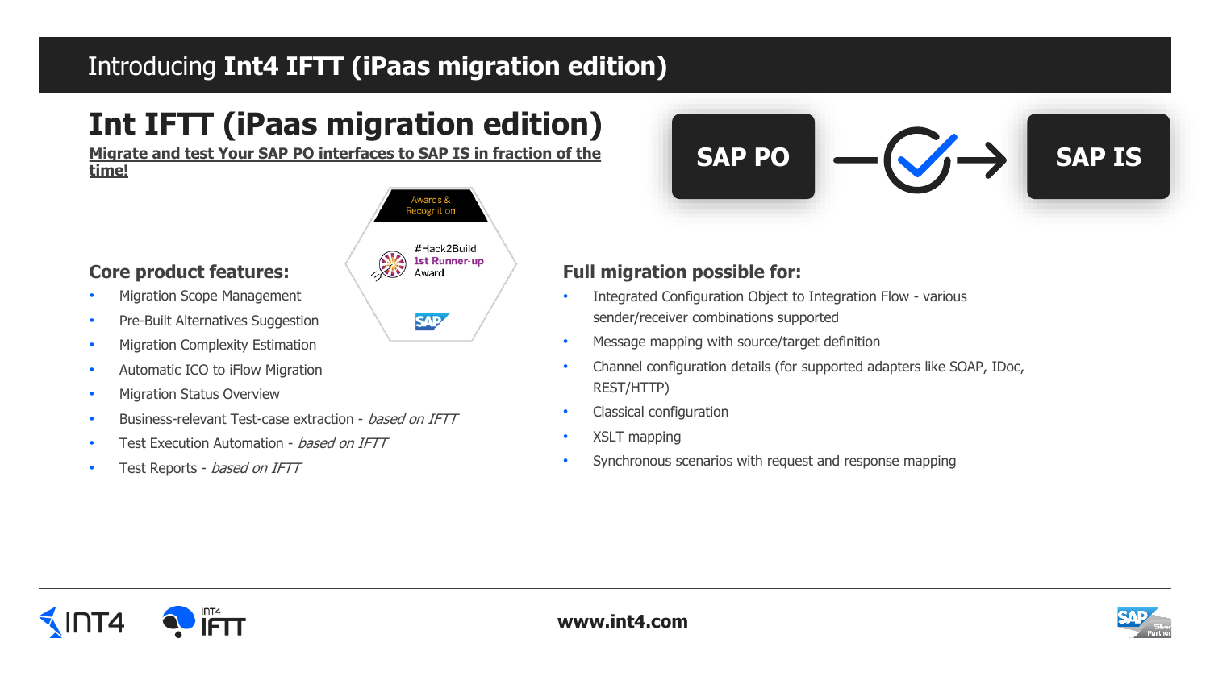# Introducing **Int4 IFTT (iPaas migration edition)**

## Int IFTT (iPaas migration edition)

**Migrate and test Your SAP PO interfaces to SAP IS in fraction of the time!**

SAP PO → SAP IS

Awards & Recognition

#Hack2Build
1st Runner-up
Award

### Core product features:

- Migration Scope Management
- Pre-Built Alternatives Suggestion
- Migration Complexity Estimation
- Automatic ICO to iFlow Migration
- Migration Status Overview
- Business-relevant Test-case extraction - *based on IFTT*
- Test Execution Automation - *based on IFTT*
- Test Reports - *based on IFTT*

### Full migration possible for:

- Integrated Configuration Object to Integration Flow - various sender/receiver combinations supported
- Message mapping with source/target definition
- Channel configuration details (for supported adapters like SOAP, IDoc, REST/HTTP)
- Classical configuration
- XSLT mapping
- Synchronous scenarios with request and response mapping

www.int4.com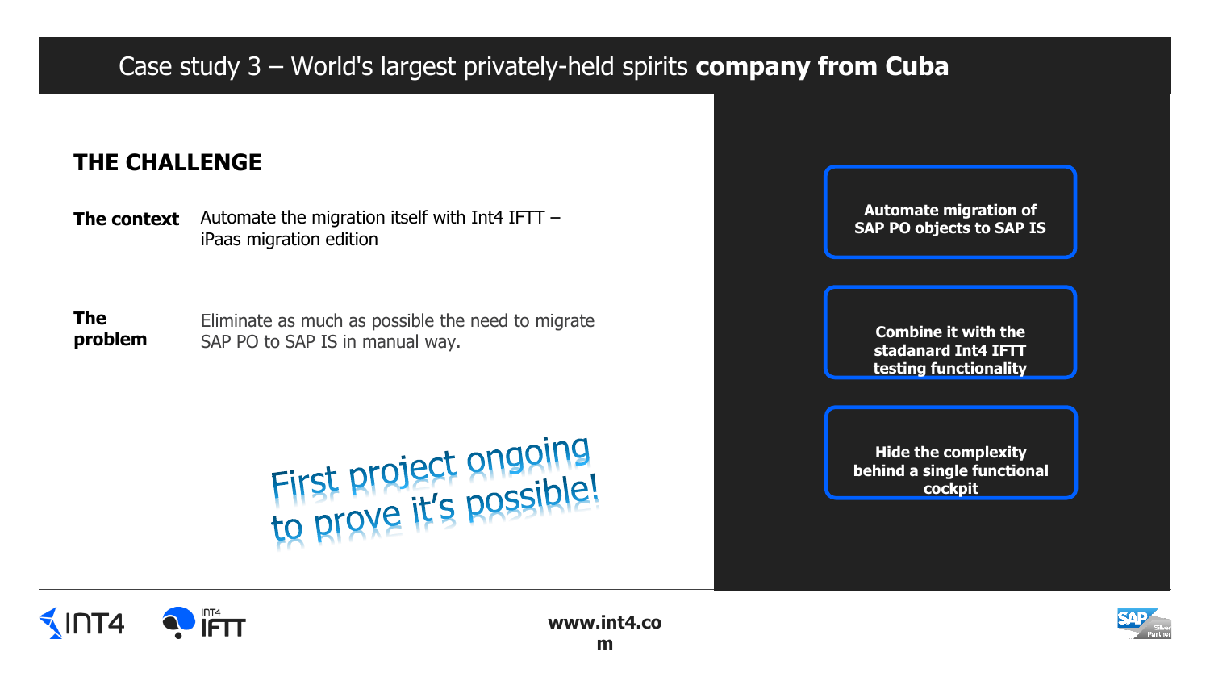# Case study 3 – World's largest privately-held spirits **company from Cuba**

## THE CHALLENGE

**The context** Automate the migration itself with Int4 IFTT – iPaas migration edition

**The problem** Eliminate as much as possible the need to migrate SAP PO to SAP IS in manual way.

First project ongoing to prove it's possible!

**Automate migration of SAP PO objects to SAP IS**

**Combine it with the stadanard Int4 IFTT testing functionality**

**Hide the complexity behind a single functional cockpit**

www.int4.com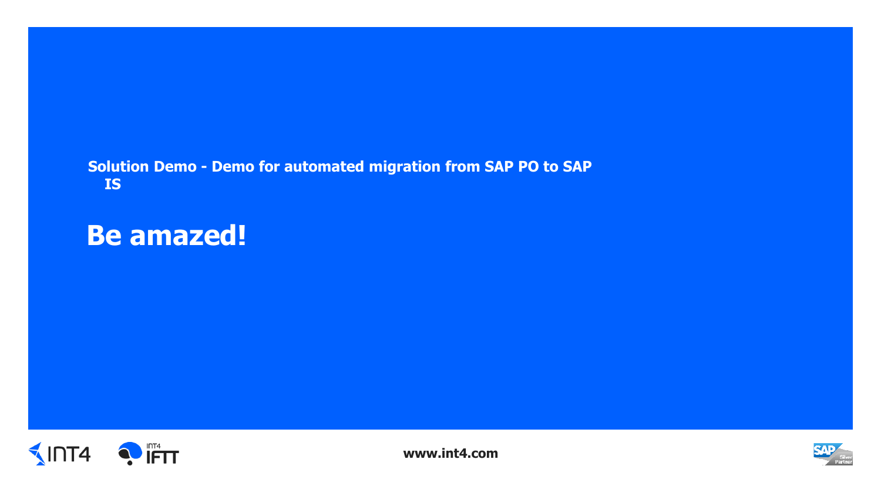**Solution Demo - Demo for automated migration from SAP PO to SAP IS**

# Be amazed!

www.int4.com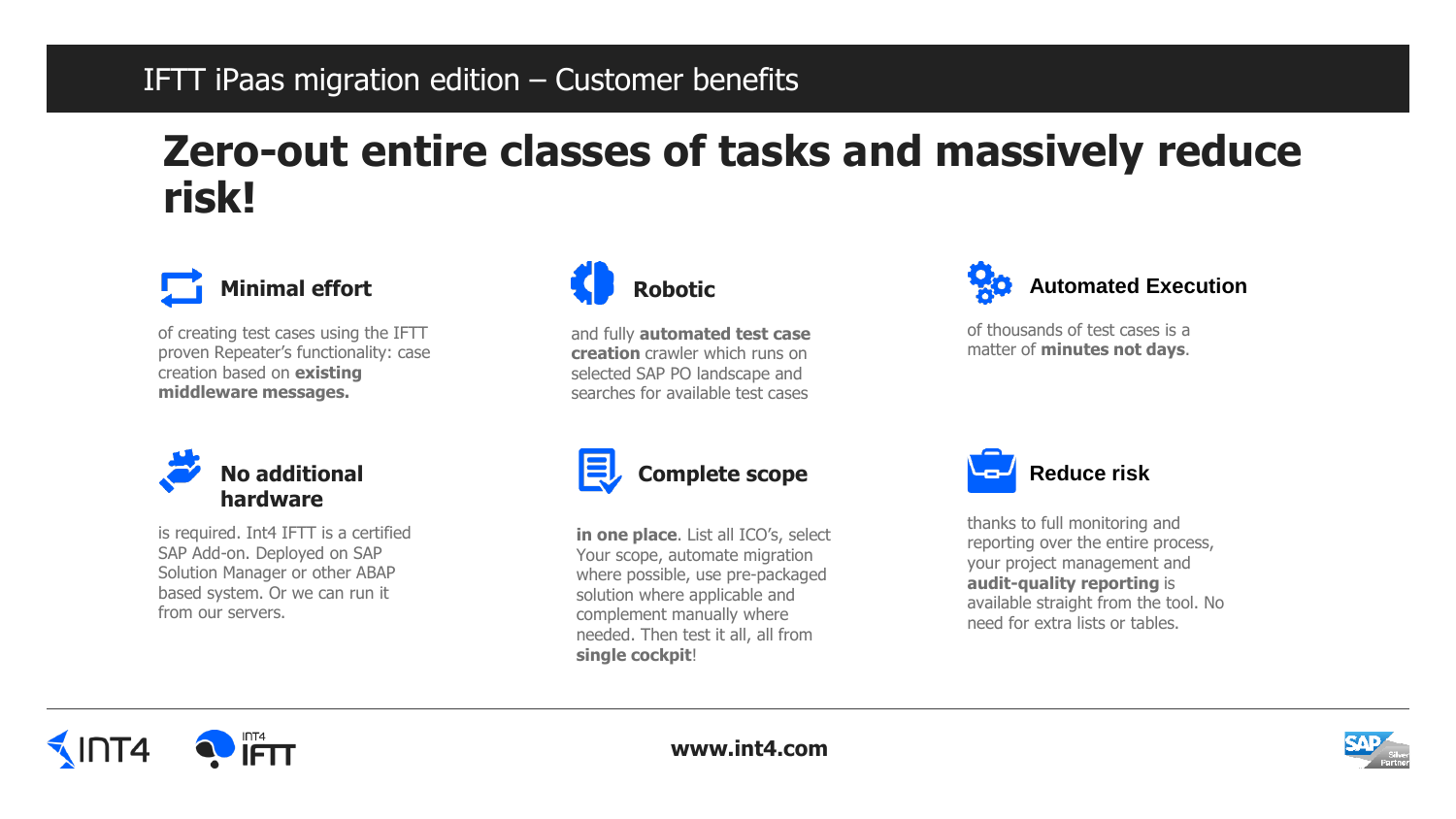## IFTT iPaas migration edition – Customer benefits

# Zero-out entire classes of tasks and massively reduce risk!

### Minimal effort

of creating test cases using the IFTT proven Repeater's functionality: case creation based on **existing middleware messages.**

### Robotic

and fully **automated test case creation** crawler which runs on selected SAP PO landscape and searches for available test cases

### Automated Execution

of thousands of test cases is a matter of **minutes not days**.

### No additional hardware

is required. Int4 IFTT is a certified SAP Add-on. Deployed on SAP Solution Manager or other ABAP based system. Or we can run it from our servers.

### Complete scope

**in one place**. List all ICO's, select Your scope, automate migration where possible, use pre-packaged solution where applicable and complement manually where needed. Then test it all, all from **single cockpit**!

### Reduce risk

thanks to full monitoring and reporting over the entire process, your project management and **audit-quality reporting** is available straight from the tool. No need for extra lists or tables.

www.int4.com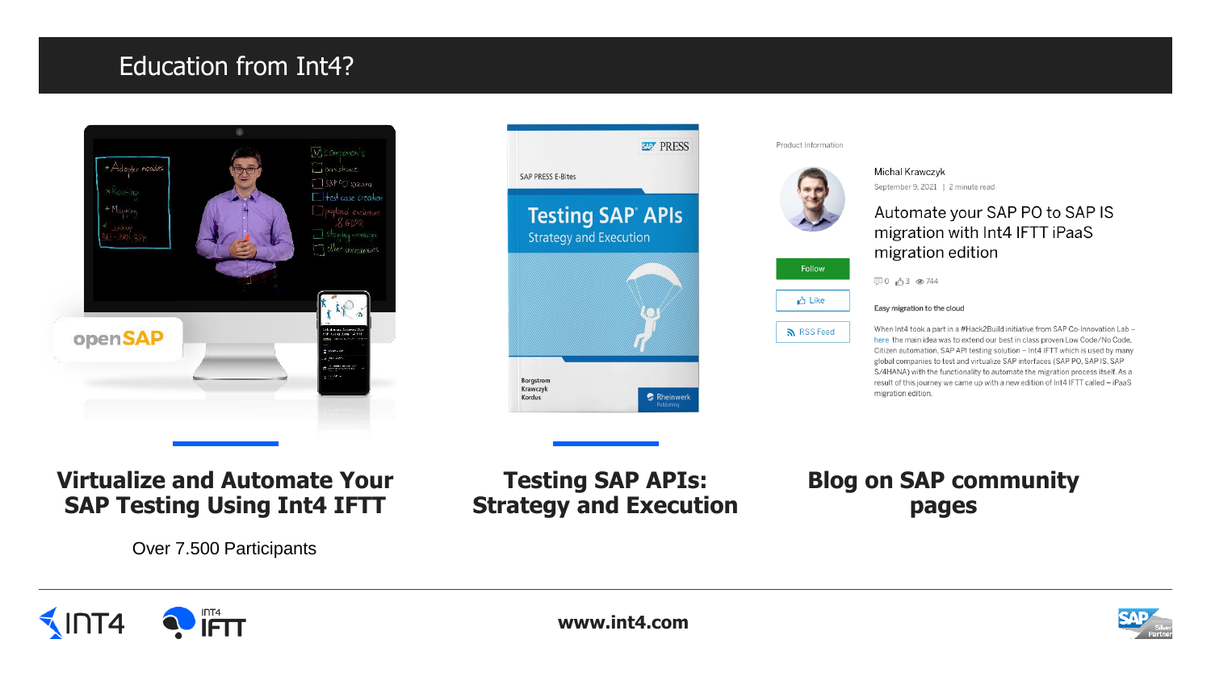# Education from Int4?

## Virtualize and Automate Your SAP Testing Using Int4 IFTT

Over 7.500 Participants

## Testing SAP APIs: Strategy and Execution

## Blog on SAP community pages

www.int4.com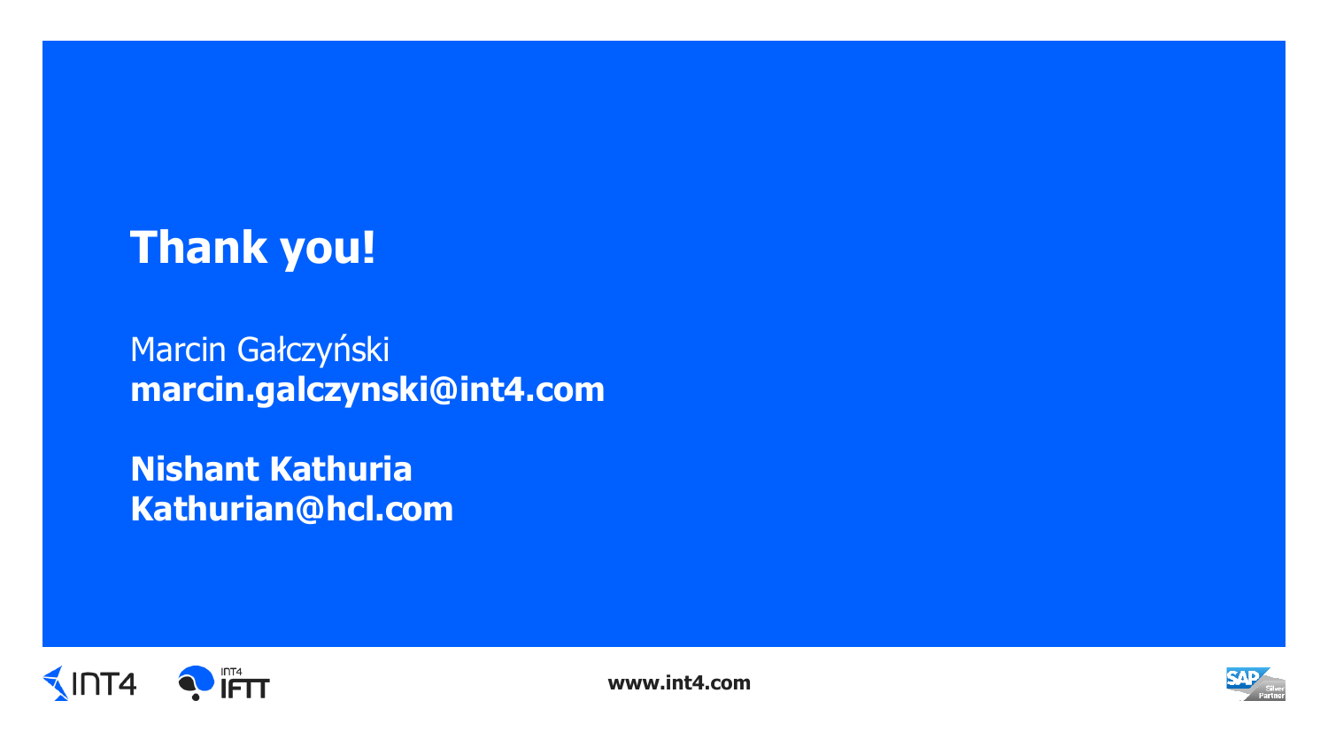# Thank you!

Marcin Gałczyński
**marcin.galczynski@int4.com**

**Nishant Kathuria**
**Kathurian@hcl.com**

**www.int4.com**